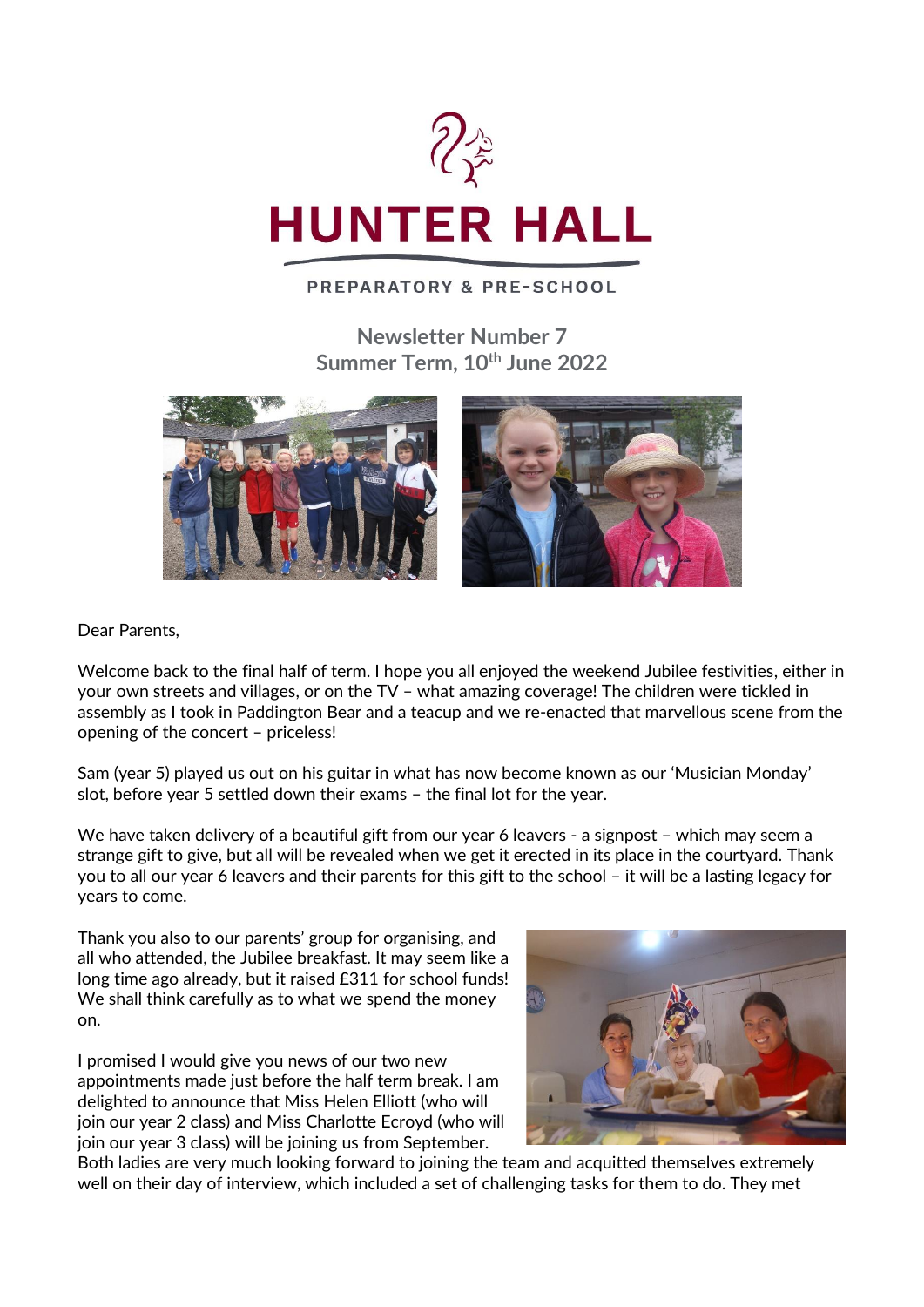# HUNTER HALL

PREPARATORY & PRE-SCHOOL

## Newsletter Number 7
## Summer Term, 10th June 2022

Dear Parents,

Welcome back to the final half of term. I hope you all enjoyed the weekend Jubilee festivities, either in your own streets and villages, or on the TV – what amazing coverage! The children were tickled in assembly as I took in Paddington Bear and a teacup and we re-enacted that marvellous scene from the opening of the concert – priceless!

Sam (year 5) played us out on his guitar in what has now become known as our 'Musician Monday' slot, before year 5 settled down their exams – the final lot for the year.

We have taken delivery of a beautiful gift from our year 6 leavers - a signpost – which may seem a strange gift to give, but all will be revealed when we get it erected in its place in the courtyard. Thank you to all our year 6 leavers and their parents for this gift to the school – it will be a lasting legacy for years to come.

Thank you also to our parents' group for organising, and all who attended, the Jubilee breakfast. It may seem like a long time ago already, but it raised £311 for school funds! We shall think carefully as to what we spend the money on.

I promised I would give you news of our two new appointments made just before the half term break. I am delighted to announce that Miss Helen Elliott (who will join our year 2 class) and Miss Charlotte Ecroyd (who will join our year 3 class) will be joining us from September. Both ladies are very much looking forward to joining the team and acquitted themselves extremely well on their day of interview, which included a set of challenging tasks for them to do. They met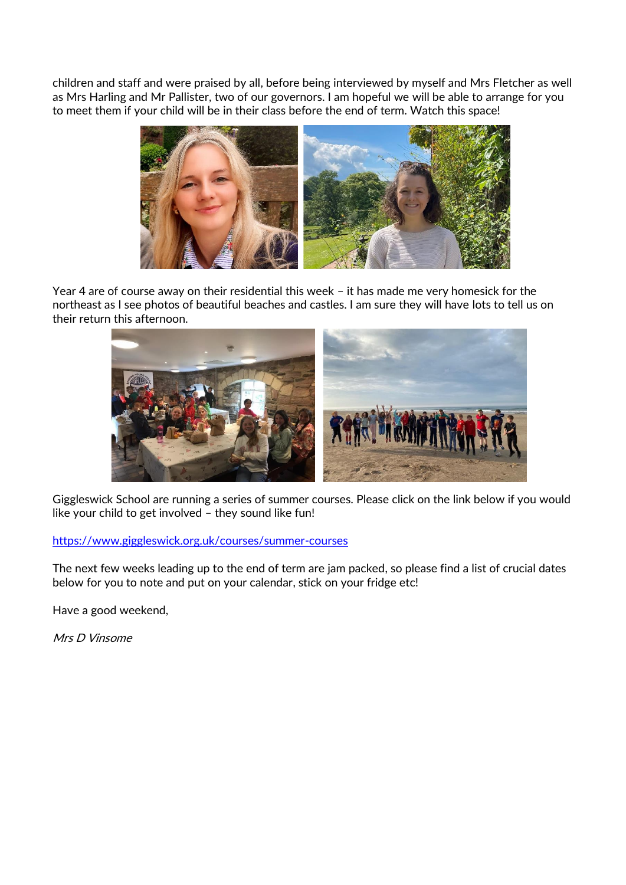children and staff and were praised by all, before being interviewed by myself and Mrs Fletcher as well as Mrs Harling and Mr Pallister, two of our governors. I am hopeful we will be able to arrange for you to meet them if your child will be in their class before the end of term. Watch this space!

Year 4 are of course away on their residential this week – it has made me very homesick for the northeast as I see photos of beautiful beaches and castles. I am sure they will have lots to tell us on their return this afternoon.

Giggleswick School are running a series of summer courses. Please click on the link below if you would like your child to get involved – they sound like fun!

https://www.giggleswick.org.uk/courses/summer-courses

The next few weeks leading up to the end of term are jam packed, so please find a list of crucial dates below for you to note and put on your calendar, stick on your fridge etc!

Have a good weekend,

*Mrs D Vinsome*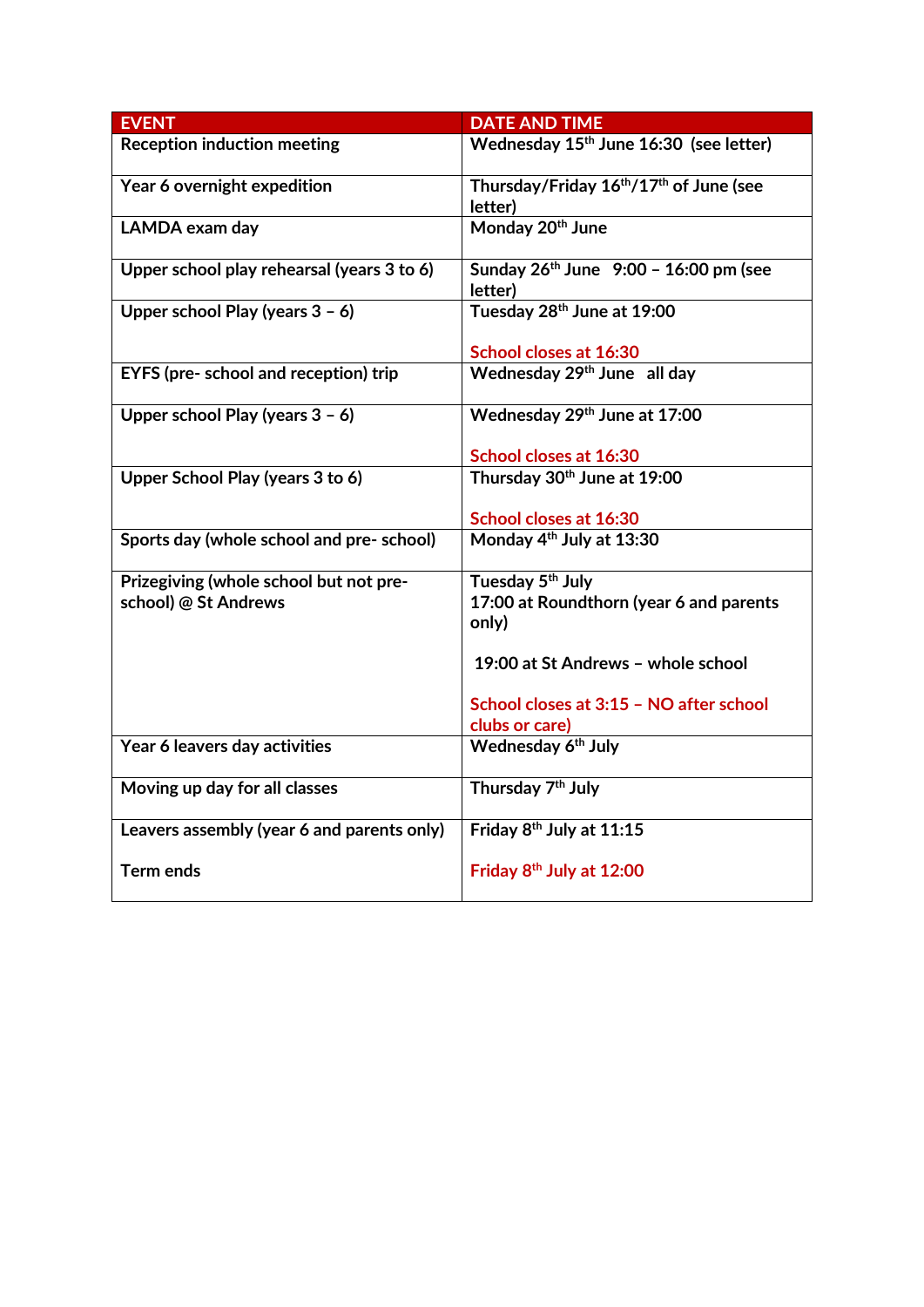| EVENT | DATE AND TIME |
| --- | --- |
| Reception induction meeting | Wednesday 15th June 16:30 (see letter) |
| Year 6 overnight expedition | Thursday/Friday 16th/17th of June (see letter) |
| LAMDA exam day | Monday 20th June |
| Upper school play rehearsal (years 3 to 6) | Sunday 26th June 9:00 – 16:00 pm (see letter) |
| Upper school Play (years 3 – 6) | Tuesday 28th June at 19:00<br><br>School closes at 16:30 |
| EYFS (pre- school and reception) trip | Wednesday 29th June all day |
| Upper school Play (years 3 – 6) | Wednesday 29th June at 17:00<br><br>School closes at 16:30 |
| Upper School Play (years 3 to 6) | Thursday 30th June at 19:00<br><br>School closes at 16:30 |
| Sports day (whole school and pre- school) | Monday 4th July at 13:30 |
| Prizegiving (whole school but not pre-school) @ St Andrews | Tuesday 5th July<br>17:00 at Roundthorn (year 6 and parents only)<br><br>19:00 at St Andrews – whole school<br><br>School closes at 3:15 – NO after school clubs or care) |
| Year 6 leavers day activities | Wednesday 6th July |
| Moving up day for all classes | Thursday 7th July |
| Leavers assembly (year 6 and parents only)<br><br>Term ends | Friday 8th July at 11:15<br><br>Friday 8th July at 12:00 |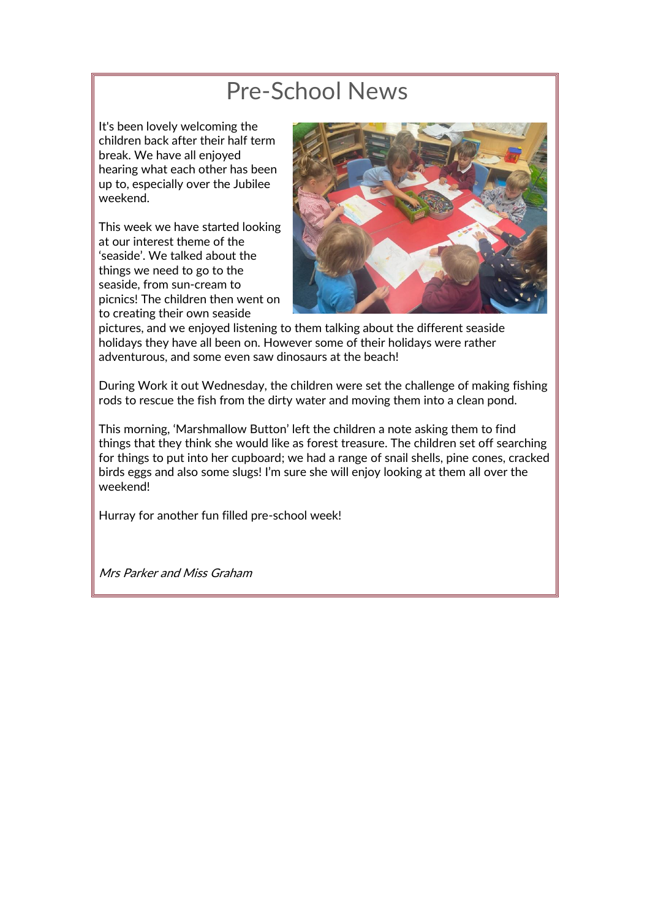# Pre-School News

It's been lovely welcoming the children back after their half term break. We have all enjoyed hearing what each other has been up to, especially over the Jubilee weekend.

This week we have started looking at our interest theme of the 'seaside'. We talked about the things we need to go to the seaside, from sun-cream to picnics! The children then went on to creating their own seaside pictures, and we enjoyed listening to them talking about the different seaside holidays they have all been on. However some of their holidays were rather adventurous, and some even saw dinosaurs at the beach!

During Work it out Wednesday, the children were set the challenge of making fishing rods to rescue the fish from the dirty water and moving them into a clean pond.

This morning, 'Marshmallow Button' left the children a note asking them to find things that they think she would like as forest treasure. The children set off searching for things to put into her cupboard; we had a range of snail shells, pine cones, cracked birds eggs and also some slugs! I'm sure she will enjoy looking at them all over the weekend!

Hurray for another fun filled pre-school week!

*Mrs Parker and Miss Graham*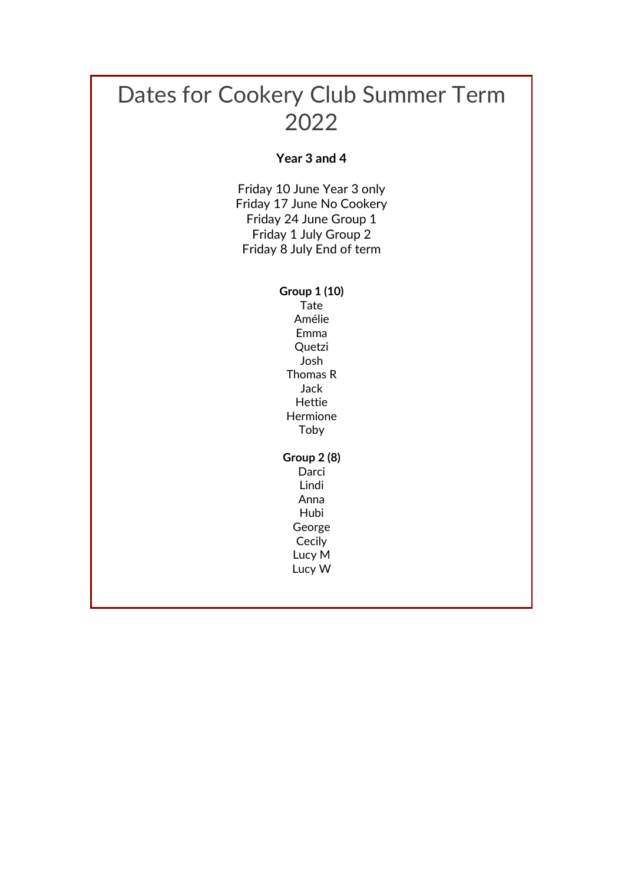# Dates for Cookery Club Summer Term 2022

**Year 3 and 4**

Friday 10 June Year 3 only
Friday 17 June No Cookery
Friday 24 June Group 1
Friday 1 July Group 2
Friday 8 July End of term

**Group 1 (10)**
Tate
Amélie
Emma
Quetzi
Josh
Thomas R
Jack
Hettie
Hermione
Toby

**Group 2 (8)**
Darci
Lindi
Anna
Hubi
George
Cecily
Lucy M
Lucy W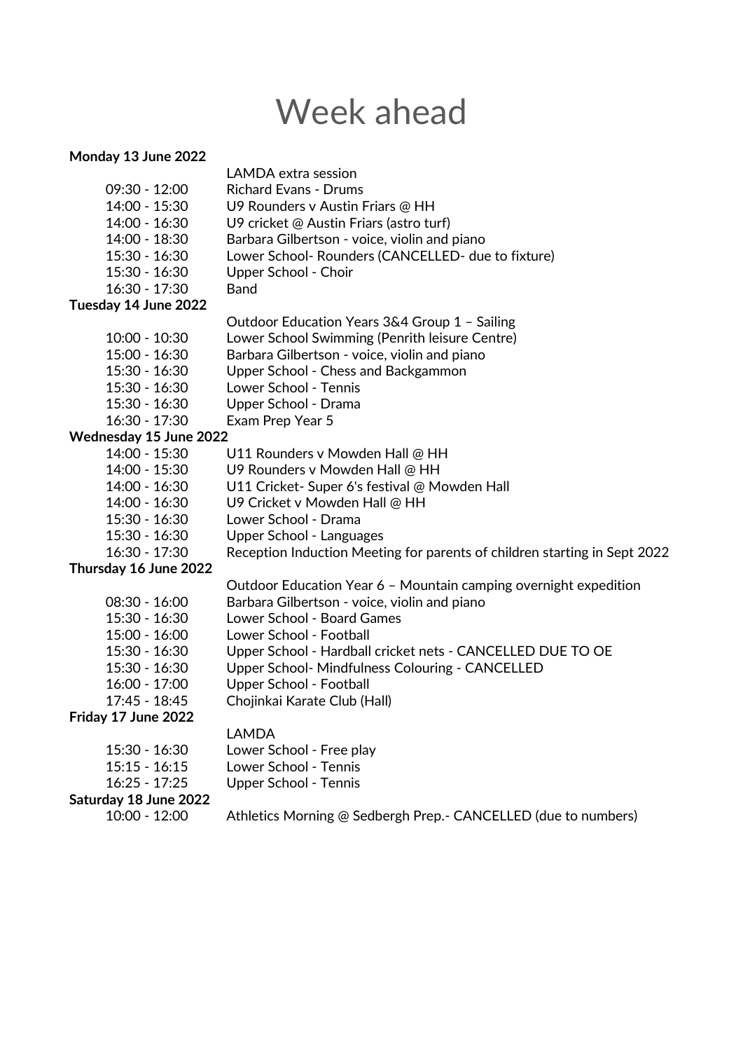# Week ahead

**Monday 13 June 2022**

| | |
|---|---|
| | LAMDA extra session |
| 09:30 - 12:00 | Richard Evans - Drums |
| 14:00 - 15:30 | U9 Rounders v Austin Friars @ HH |
| 14:00 - 16:30 | U9 cricket @ Austin Friars (astro turf) |
| 14:00 - 18:30 | Barbara Gilbertson - voice, violin and piano |
| 15:30 - 16:30 | Lower School- Rounders (CANCELLED- due to fixture) |
| 15:30 - 16:30 | Upper School - Choir |
| 16:30 - 17:30 | Band |

**Tuesday 14 June 2022**

| | |
|---|---|
| | Outdoor Education Years 3&4 Group 1 – Sailing |
| 10:00 - 10:30 | Lower School Swimming (Penrith leisure Centre) |
| 15:00 - 16:30 | Barbara Gilbertson - voice, violin and piano |
| 15:30 - 16:30 | Upper School - Chess and Backgammon |
| 15:30 - 16:30 | Lower School - Tennis |
| 15:30 - 16:30 | Upper School - Drama |
| 16:30 - 17:30 | Exam Prep Year 5 |

**Wednesday 15 June 2022**

| | |
|---|---|
| 14:00 - 15:30 | U11 Rounders v Mowden Hall @ HH |
| 14:00 - 15:30 | U9 Rounders v Mowden Hall @ HH |
| 14:00 - 16:30 | U11 Cricket- Super 6's festival @ Mowden Hall |
| 14:00 - 16:30 | U9 Cricket v Mowden Hall @ HH |
| 15:30 - 16:30 | Lower School - Drama |
| 15:30 - 16:30 | Upper School - Languages |
| 16:30 - 17:30 | Reception Induction Meeting for parents of children starting in Sept 2022 |

**Thursday 16 June 2022**

| | |
|---|---|
| | Outdoor Education Year 6 – Mountain camping overnight expedition |
| 08:30 - 16:00 | Barbara Gilbertson - voice, violin and piano |
| 15:30 - 16:30 | Lower School - Board Games |
| 15:00 - 16:00 | Lower School - Football |
| 15:30 - 16:30 | Upper School - Hardball cricket nets - CANCELLED DUE TO OE |
| 15:30 - 16:30 | Upper School- Mindfulness Colouring - CANCELLED |
| 16:00 - 17:00 | Upper School - Football |
| 17:45 - 18:45 | Chojinkai Karate Club (Hall) |

**Friday 17 June 2022**

| | |
|---|---|
| | LAMDA |
| 15:30 - 16:30 | Lower School - Free play |
| 15:15 - 16:15 | Lower School - Tennis |
| 16:25 - 17:25 | Upper School - Tennis |

**Saturday 18 June 2022**

| | |
|---|---|
| 10:00 - 12:00 | Athletics Morning @ Sedbergh Prep.- CANCELLED (due to numbers) |